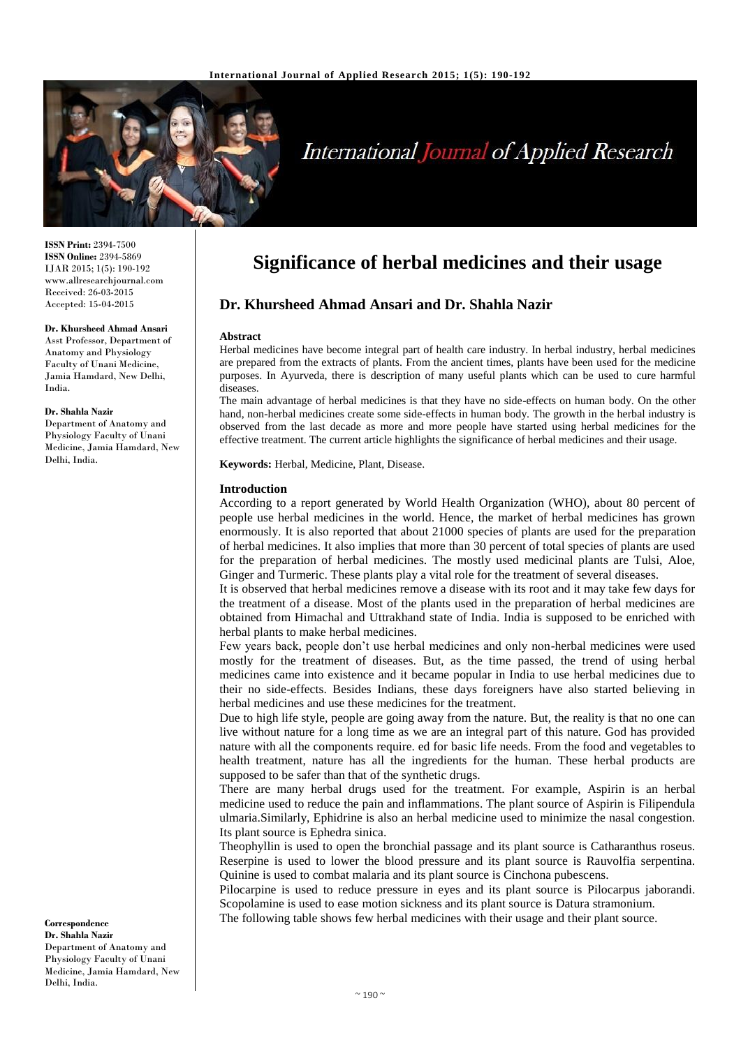**ISSN Print:** 2394-7500
**ISSN Online:** 2394-5869
IJAR 2015; 1(5): 190-192
www.allresearchjournal.com
Received: 26-03-2015
Accepted: 15-04-2015

**Dr. Khursheed Ahmad Ansari**
Asst Professor, Department of Anatomy and Physiology Faculty of Unani Medicine, Jamia Hamdard, New Delhi, India.

**Dr. Shahla Nazir**
Department of Anatomy and Physiology Faculty of Unani Medicine, Jamia Hamdard, New Delhi, India.

**Correspondence**
**Dr. Shahla Nazir**
Department of Anatomy and Physiology Faculty of Unani Medicine, Jamia Hamdard, New Delhi, India.

# Significance of herbal medicines and their usage

## Dr. Khursheed Ahmad Ansari and Dr. Shahla Nazir

### Abstract

Herbal medicines have become integral part of health care industry. In herbal industry, herbal medicines are prepared from the extracts of plants. From the ancient times, plants have been used for the medicine purposes. In Ayurveda, there is description of many useful plants which can be used to cure harmful diseases.

The main advantage of herbal medicines is that they have no side-effects on human body. On the other hand, non-herbal medicines create some side-effects in human body. The growth in the herbal industry is observed from the last decade as more and more people have started using herbal medicines for the effective treatment. The current article highlights the significance of herbal medicines and their usage.

**Keywords:** Herbal, Medicine, Plant, Disease.

### Introduction

According to a report generated by World Health Organization (WHO), about 80 percent of people use herbal medicines in the world. Hence, the market of herbal medicines has grown enormously. It is also reported that about 21000 species of plants are used for the preparation of herbal medicines. It also implies that more than 30 percent of total species of plants are used for the preparation of herbal medicines. The mostly used medicinal plants are Tulsi, Aloe, Ginger and Turmeric. These plants play a vital role for the treatment of several diseases.

It is observed that herbal medicines remove a disease with its root and it may take few days for the treatment of a disease. Most of the plants used in the preparation of herbal medicines are obtained from Himachal and Uttrakhand state of India. India is supposed to be enriched with herbal plants to make herbal medicines.

Few years back, people don't use herbal medicines and only non-herbal medicines were used mostly for the treatment of diseases. But, as the time passed, the trend of using herbal medicines came into existence and it became popular in India to use herbal medicines due to their no side-effects. Besides Indians, these days foreigners have also started believing in herbal medicines and use these medicines for the treatment.

Due to high life style, people are going away from the nature. But, the reality is that no one can live without nature for a long time as we are an integral part of this nature. God has provided nature with all the components require. ed for basic life needs. From the food and vegetables to health treatment, nature has all the ingredients for the human. These herbal products are supposed to be safer than that of the synthetic drugs.

There are many herbal drugs used for the treatment. For example, Aspirin is an herbal medicine used to reduce the pain and inflammations. The plant source of Aspirin is Filipendula ulmaria.Similarly, Ephidrine is also an herbal medicine used to minimize the nasal congestion. Its plant source is Ephedra sinica.

Theophyllin is used to open the bronchial passage and its plant source is Catharanthus roseus. Reserpine is used to lower the blood pressure and its plant source is Rauvolfia serpentina. Quinine is used to combat malaria and its plant source is Cinchona pubescens.

Pilocarpine is used to reduce pressure in eyes and its plant source is Pilocarpus jaborandi. Scopolamine is used to ease motion sickness and its plant source is Datura stramonium.

The following table shows few herbal medicines with their usage and their plant source.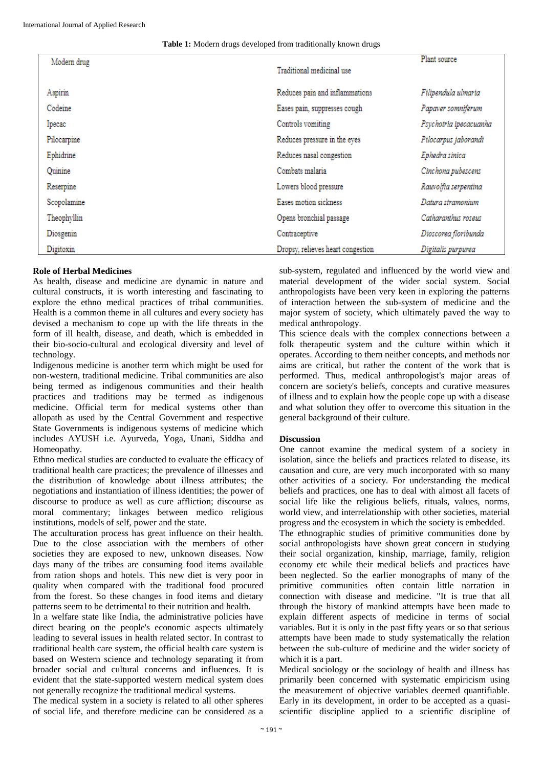**Table 1:** Modern drugs developed from traditionally known drugs

| Modern drug | Traditional medicinal use | Plant source |
|---|---|---|
| Aspirin | Reduces pain and inflammations | *Filipendula ulmaria* |
| Codeine | Eases pain, suppresses cough | *Papaver somniferum* |
| Ipecac | Controls vomiting | *Psychotria ipecacuanha* |
| Pilocarpine | Reduces pressure in the eyes | *Pilocarpus jaborandi* |
| Ephidrine | Reduces nasal congestion | *Ephedra sinica* |
| Quinine | Combats malaria | *Cinchona pubescens* |
| Reserpine | Lowers blood pressure | *Rauvolfia serpentina* |
| Scopolamine | Eases motion sickness | *Datura stramonium* |
| Theophyllin | Opens bronchial passage | *Catharanthus roseus* |
| Diosgenin | Contraceptive | *Dioscorea floribunda* |
| Digitoxin | Dropsy, relieves heart congestion | *Digitalis purpurea* |

## Role of Herbal Medicines

As health, disease and medicine are dynamic in nature and cultural constructs, it is worth interesting and fascinating to explore the ethno medical practices of tribal communities. Health is a common theme in all cultures and every society has devised a mechanism to cope up with the life threats in the form of ill health, disease, and death, which is embedded in their bio-socio-cultural and ecological diversity and level of technology.

Indigenous medicine is another term which might be used for non-western, traditional medicine. Tribal communities are also being termed as indigenous communities and their health practices and traditions may be termed as indigenous medicine. Official term for medical systems other than allopath as used by the Central Government and respective State Governments is indigenous systems of medicine which includes AYUSH i.e. Ayurveda, Yoga, Unani, Siddha and Homeopathy.

Ethno medical studies are conducted to evaluate the efficacy of traditional health care practices; the prevalence of illnesses and the distribution of knowledge about illness attributes; the negotiations and instantiation of illness identities; the power of discourse to produce as well as cure affliction; discourse as moral commentary; linkages between medico religious institutions, models of self, power and the state.

The acculturation process has great influence on their health. Due to the close association with the members of other societies they are exposed to new, unknown diseases. Now days many of the tribes are consuming food items available from ration shops and hotels. This new diet is very poor in quality when compared with the traditional food procured from the forest. So these changes in food items and dietary patterns seem to be detrimental to their nutrition and health.

In a welfare state like India, the administrative policies have direct bearing on the people's economic aspects ultimately leading to several issues in health related sector. In contrast to traditional health care system, the official health care system is based on Western science and technology separating it from broader social and cultural concerns and influences. It is evident that the state-supported western medical system does not generally recognize the traditional medical systems.

The medical system in a society is related to all other spheres of social life, and therefore medicine can be considered as a sub-system, regulated and influenced by the world view and material development of the wider social system. Social anthropologists have been very keen in exploring the patterns of interaction between the sub-system of medicine and the major system of society, which ultimately paved the way to medical anthropology.

This science deals with the complex connections between a folk therapeutic system and the culture within which it operates. According to them neither concepts, and methods nor aims are critical, but rather the content of the work that is performed. Thus, medical anthropologist's major areas of concern are society's beliefs, concepts and curative measures of illness and to explain how the people cope up with a disease and what solution they offer to overcome this situation in the general background of their culture.

## Discussion

One cannot examine the medical system of a society in isolation, since the beliefs and practices related to disease, its causation and cure, are very much incorporated with so many other activities of a society. For understanding the medical beliefs and practices, one has to deal with almost all facets of social life like the religious beliefs, rituals, values, norms, world view, and interrelationship with other societies, material progress and the ecosystem in which the society is embedded.

The ethnographic studies of primitive communities done by social anthropologists have shown great concern in studying their social organization, kinship, marriage, family, religion economy etc while their medical beliefs and practices have been neglected. So the earlier monographs of many of the primitive communities often contain little narration in connection with disease and medicine. "It is true that all through the history of mankind attempts have been made to explain different aspects of medicine in terms of social variables. But it is only in the past fifty years or so that serious attempts have been made to study systematically the relation between the sub-culture of medicine and the wider society of which it is a part.

Medical sociology or the sociology of health and illness has primarily been concerned with systematic empiricism using the measurement of objective variables deemed quantifiable. Early in its development, in order to be accepted as a quasi-scientific discipline applied to a scientific discipline of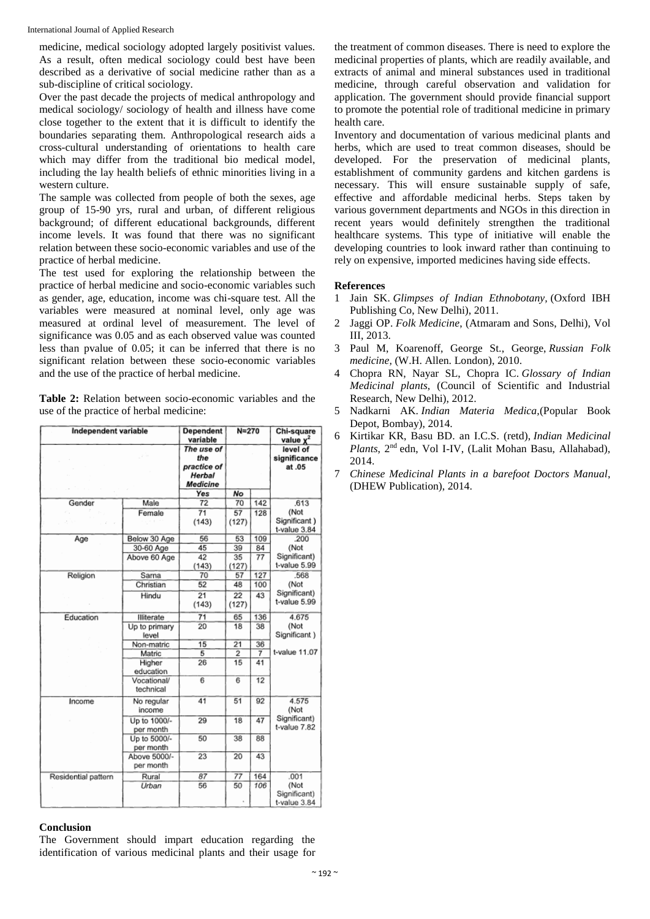medicine, medical sociology adopted largely positivist values. As a result, often medical sociology could best have been described as a derivative of social medicine rather than as a sub-discipline of critical sociology.

Over the past decade the projects of medical anthropology and medical sociology/ sociology of health and illness have come close together to the extent that it is difficult to identify the boundaries separating them. Anthropological research aids a cross-cultural understanding of orientations to health care which may differ from the traditional bio medical model, including the lay health beliefs of ethnic minorities living in a western culture.

The sample was collected from people of both the sexes, age group of 15-90 yrs, rural and urban, of different religious background; of different educational backgrounds, different income levels. It was found that there was no significant relation between these socio-economic variables and use of the practice of herbal medicine.

The test used for exploring the relationship between the practice of herbal medicine and socio-economic variables such as gender, age, education, income was chi-square test. All the variables were measured at nominal level, only age was measured at ordinal level of measurement. The level of significance was 0.05 and as each observed value was counted less than pvalue of 0.05; it can be inferred that there is no significant relation between these socio-economic variables and the use of the practice of herbal medicine.

**Table 2:** Relation between socio-economic variables and the use of the practice of herbal medicine:

| Independent variable | | Dependent variable | N=270 | | Chi-square value $\chi^2$ |
|---|---|---|---|---|---|
| | | The use of the practice of Herbal Medicine | | | level of significance at .05 |
| | | Yes | No | | |
| Gender | Male | 72 | 70 | 142 | .613 (Not Significant ) t-value 3.84 |
| | Female | 71 (143) | 57 (127) | 128 | |
| Age | Below 30 Age | 56 | 53 | 109 | .200 (Not Significant) t-value 5.99 |
| | 30-60 Age | 45 | 39 | 84 | |
| | Above 60 Age | 42 (143) | 35 (127) | 77 | |
| Religion | Sarna | 70 | 57 | 127 | .568 (Not Significant) t-value 5.99 |
| | Christian | 52 | 48 | 100 | |
| | Hindu | 21 (143) | 22 (127) | 43 | |
| Education | Illiterate | 71 | 65 | 136 | 4.675 (Not Significant ) |
| | Up to primary level | 20 | 18 | 38 | |
| | Non-matric | 15 | 21 | 36 | t-value 11.07 |
| | Matric | 5 | 2 | 7 | |
| | Higher education | 26 | 15 | 41 | |
| | Vocational/ technical | 6 | 6 | 12 | |
| Income | No regular income | 41 | 51 | 92 | 4.575 (Not Significant) t-value 7.82 |
| | Up to 1000/- per month | 29 | 18 | 47 | |
| | Up to 5000/- per month | 50 | 38 | 88 | |
| | Above 5000/- per month | 23 | 20 | 43 | |
| Residential pattern | Rural | 87 | 77 | 164 | .001 (Not Significant) t-value 3.84 |
| | Urban | 56 | 50 | 106 | |

## Conclusion

The Government should impart education regarding the identification of various medicinal plants and their usage for the treatment of common diseases. There is need to explore the medicinal properties of plants, which are readily available, and extracts of animal and mineral substances used in traditional medicine, through careful observation and validation for application. The government should provide financial support to promote the potential role of traditional medicine in primary health care.

Inventory and documentation of various medicinal plants and herbs, which are used to treat common diseases, should be developed. For the preservation of medicinal plants, establishment of community gardens and kitchen gardens is necessary. This will ensure sustainable supply of safe, effective and affordable medicinal herbs. Steps taken by various government departments and NGOs in this direction in recent years would definitely strengthen the traditional healthcare systems. This type of initiative will enable the developing countries to look inward rather than continuing to rely on expensive, imported medicines having side effects.

## References

1. Jain SK. *Glimpses of Indian Ethnobotany*, (Oxford IBH Publishing Co, New Delhi), 2011.
2. Jaggi OP. *Folk Medicine*, (Atmaram and Sons, Delhi), Vol III, 2013.
3. Paul M, Koarenoff, George St., George, *Russian Folk medicine,* (W.H. Allen. London), 2010.
4. Chopra RN, Nayar SL, Chopra IC. *Glossary of Indian Medicinal plants*, (Council of Scientific and Industrial Research, New Delhi), 2012.
5. Nadkarni AK. *Indian Materia Medica*,(Popular Book Depot, Bombay), 2014.
6. Kirtikar KR, Basu BD. an I.C.S. (retd), *Indian Medicinal Plants*, 2nd edn, Vol I-IV, (Lalit Mohan Basu, Allahabad), 2014.
7. *Chinese Medicinal Plants in a barefoot Doctors Manual*, (DHEW Publication), 2014.